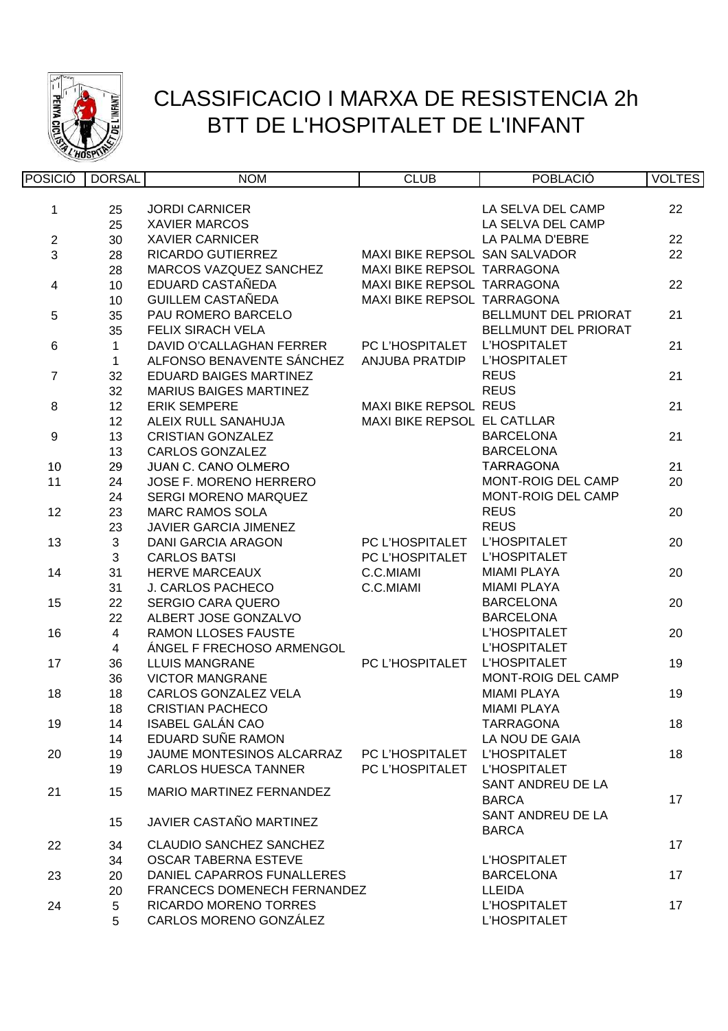# CLASSIFICACIO I MARXA DE RESISTENCIA 2h BTT DE L'HOSPITALET DE L'INFANT

| POSICIÓ | DORSAL | NOM | CLUB | POBLACIÓ | VOLTES |
|---|---|---|---|---|---|
| 1 | 25 | JORDI CARNICER | | LA SELVA DEL CAMP | 22 |
| | 25 | XAVIER MARCOS | | LA SELVA DEL CAMP | |
| 2 | 30 | XAVIER CARNICER | | LA PALMA D'EBRE | 22 |
| 3 | 28 | RICARDO GUTIERREZ | MAXI BIKE REPSOL | SAN SALVADOR | 22 |
| | 28 | MARCOS VAZQUEZ SANCHEZ | MAXI BIKE REPSOL | TARRAGONA | |
| 4 | 10 | EDUARD CASTAÑEDA | MAXI BIKE REPSOL | TARRAGONA | 22 |
| | 10 | GUILLEM CASTAÑEDA | MAXI BIKE REPSOL | TARRAGONA | |
| 5 | 35 | PAU ROMERO BARCELO | | BELLMUNT DEL PRIORAT | 21 |
| | 35 | FELIX SIRACH VELA | | BELLMUNT DEL PRIORAT | |
| 6 | 1 | DAVID O'CALLAGHAN FERRER | PC L'HOSPITALET | L'HOSPITALET | 21 |
| | 1 | ALFONSO BENAVENTE SÁNCHEZ | ANJUBA PRATDIP | L'HOSPITALET | |
| 7 | 32 | EDUARD BAIGES MARTINEZ | | REUS | 21 |
| | 32 | MARIUS BAIGES MARTINEZ | | REUS | |
| 8 | 12 | ERIK SEMPERE | MAXI BIKE REPSOL | REUS | 21 |
| | 12 | ALEIX RULL SANAHUJA | MAXI BIKE REPSOL | EL CATLLAR | |
| 9 | 13 | CRISTIAN GONZALEZ | | BARCELONA | 21 |
| | 13 | CARLOS GONZALEZ | | BARCELONA | |
| 10 | 29 | JUAN C. CANO OLMERO | | TARRAGONA | 21 |
| 11 | 24 | JOSE F. MORENO HERRERO | | MONT-ROIG DEL CAMP | 20 |
| | 24 | SERGI MORENO MARQUEZ | | MONT-ROIG DEL CAMP | |
| 12 | 23 | MARC RAMOS SOLA | | REUS | 20 |
| | 23 | JAVIER GARCIA JIMENEZ | | REUS | |
| 13 | 3 | DANI GARCIA ARAGON | PC L'HOSPITALET | L'HOSPITALET | 20 |
| | 3 | CARLOS BATSI | PC L'HOSPITALET | L'HOSPITALET | |
| 14 | 31 | HERVE MARCEAUX | C.C.MIAMI | MIAMI PLAYA | 20 |
| | 31 | J. CARLOS PACHECO | C.C.MIAMI | MIAMI PLAYA | |
| 15 | 22 | SERGIO CARA QUERO | | BARCELONA | 20 |
| | 22 | ALBERT JOSE GONZALVO | | BARCELONA | |
| 16 | 4 | RAMON LLOSES FAUSTE | | L'HOSPITALET | 20 |
| | 4 | ÁNGEL F FRECHOSO ARMENGOL | | L'HOSPITALET | |
| 17 | 36 | LLUIS MANGRANE | PC L'HOSPITALET | L'HOSPITALET | 19 |
| | 36 | VICTOR MANGRANE | | MONT-ROIG DEL CAMP | |
| 18 | 18 | CARLOS GONZALEZ VELA | | MIAMI PLAYA | 19 |
| | 18 | CRISTIAN PACHECO | | MIAMI PLAYA | |
| 19 | 14 | ISABEL GALÁN CAO | | TARRAGONA | 18 |
| | 14 | EDUARD SUÑE RAMON | | LA NOU DE GAIA | |
| 20 | 19 | JAUME MONTESINOS ALCARRAZ | PC L'HOSPITALET | L'HOSPITALET | 18 |
| | 19 | CARLOS HUESCA TANNER | PC L'HOSPITALET | L'HOSPITALET | |
| 21 | 15 | MARIO MARTINEZ FERNANDEZ | | SANT ANDREU DE LA BARCA | 17 |
| | 15 | JAVIER CASTAÑO MARTINEZ | | SANT ANDREU DE LA BARCA | |
| 22 | 34 | CLAUDIO SANCHEZ SANCHEZ | | | 17 |
| | 34 | OSCAR TABERNA ESTEVE | | L'HOSPITALET | |
| 23 | 20 | DANIEL CAPARROS FUNALLERES | | BARCELONA | 17 |
| | 20 | FRANCECS DOMENECH FERNANDEZ | | LLEIDA | |
| 24 | 5 | RICARDO MORENO TORRES | | L'HOSPITALET | 17 |
| | 5 | CARLOS MORENO GONZÁLEZ | | L'HOSPITALET | |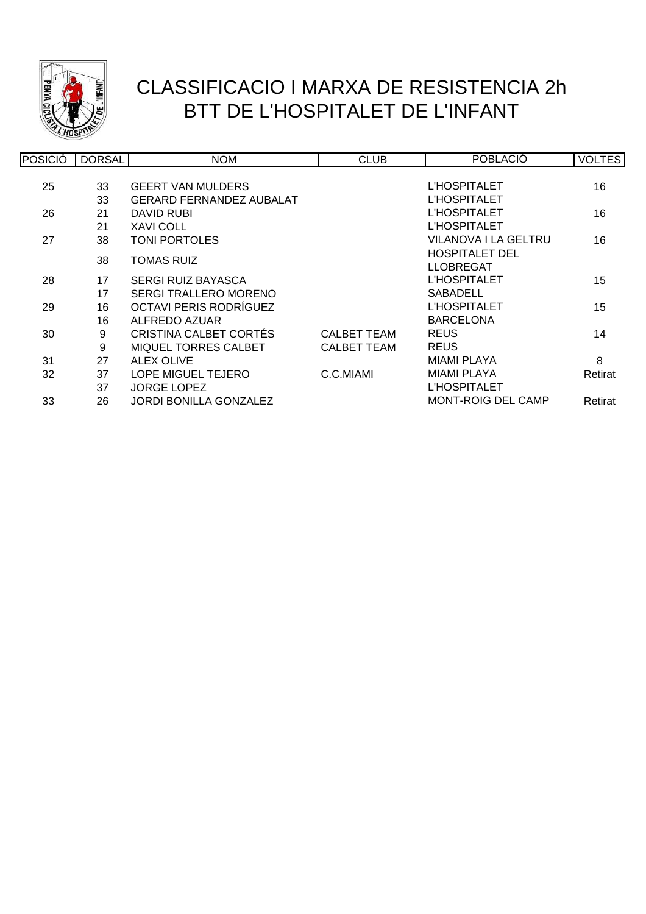# CLASSIFICACIO I MARXA DE RESISTENCIA 2h BTT DE L'HOSPITALET DE L'INFANT

| POSICIÓ | DORSAL | NOM | CLUB | POBLACIÓ | VOLTES |
|---|---|---|---|---|---|
| 25 | 33 | GEERT VAN MULDERS | | L'HOSPITALET | 16 |
| | 33 | GERARD FERNANDEZ AUBALAT | | L'HOSPITALET | |
| 26 | 21 | DAVID RUBI | | L'HOSPITALET | 16 |
| | 21 | XAVI COLL | | L'HOSPITALET | |
| 27 | 38 | TONI PORTOLES | | VILANOVA I LA GELTRU | 16 |
| | 38 | TOMAS RUIZ | | HOSPITALET DEL LLOBREGAT | |
| 28 | 17 | SERGI RUIZ BAYASCA | | L'HOSPITALET | 15 |
| | 17 | SERGI TRALLERO MORENO | | SABADELL | |
| 29 | 16 | OCTAVI PERIS RODRÍGUEZ | | L'HOSPITALET | 15 |
| | 16 | ALFREDO AZUAR | | BARCELONA | |
| 30 | 9 | CRISTINA CALBET CORTÉS | CALBET TEAM | REUS | 14 |
| | 9 | MIQUEL TORRES CALBET | CALBET TEAM | REUS | |
| 31 | 27 | ALEX OLIVE | | MIAMI PLAYA | 8 |
| 32 | 37 | LOPE MIGUEL TEJERO | C.C.MIAMI | MIAMI PLAYA | Retirat |
| | 37 | JORGE LOPEZ | | L'HOSPITALET | |
| 33 | 26 | JORDI BONILLA GONZALEZ | | MONT-ROIG DEL CAMP | Retirat |